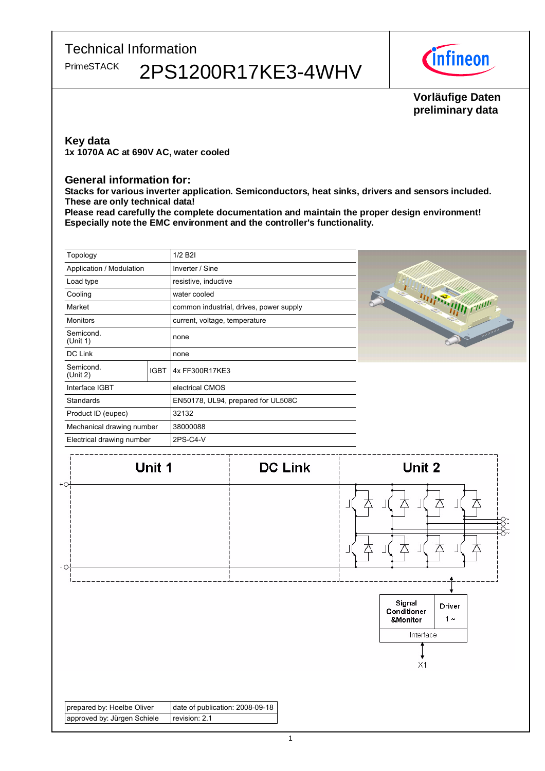# Technical Information

PrimeSTACK **2PS1200R17KE3-4WHV**

Vorläufige Daten
preliminary data

## Key data

**1x 1070A AC at 690V AC, water cooled**

## General information for:

**Stacks for various inverter application. Semiconductors, heat sinks, drivers and sensors included.**
**These are only technical data!**
**Please read carefully the complete documentation and maintain the proper design environment!**
**Especially note the EMC environment and the controller's functionality.**

| Topology | | 1/2 B2I |
|---|---|---|
| Application / Modulation | | Inverter / Sine |
| Load type | | resistive, inductive |
| Cooling | | water cooled |
| Market | | common industrial, drives, power supply |
| Monitors | | current, voltage, temperature |
| Semicond. (Unit 1) | | none |
| DC Link | | none |
| Semicond. (Unit 2) | IGBT | 4x FF300R17KE3 |
| Interface IGBT | | electrical CMOS |
| Standards | | EN50178, UL94, prepared for UL508C |
| Product ID (eupec) | | 32132 |
| Mechanical drawing number | | 38000088 |
| Electrical drawing number | | 2PS-C4-V |

Unit 1 | DC Link | Unit 2

Signal Conditioner &Monitor | Driver 1 ~ | Interface | X1

| prepared by: Hoelbe Oliver | date of publication: 2008-09-18 |
|---|---|
| approved by: Jürgen Schiele | revision: 2.1 |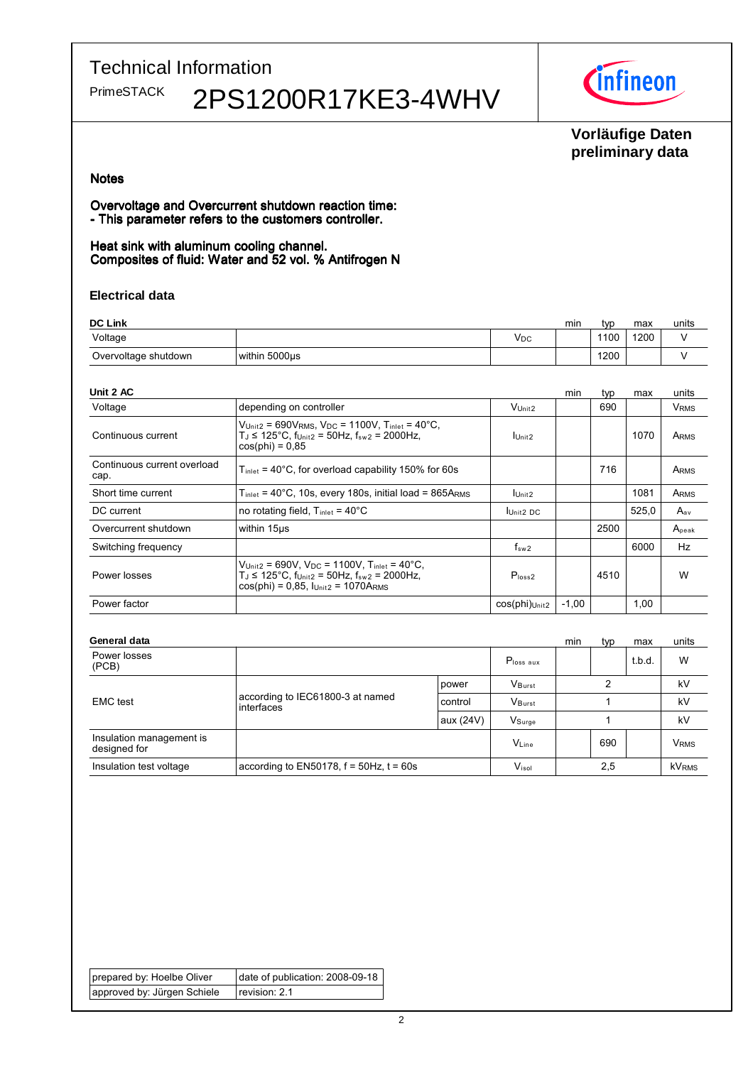Technical Information

PrimeSTACK 2PS1200R17KE3-4WHV

**Vorläufige Daten**
**preliminary data**

## Notes

**Overvoltage and Overcurrent shutdown reaction time:**
**- This parameter refers to the customers controller.**

**Heat sink with aluminum cooling channel.**
**Composites of fluid: Water and 52 vol. % Antifrogen N**

### Electrical data

| DC Link | | | min | typ | max | units |
|---|---|---|---|---|---|---|
| Voltage | | $V_{DC}$ | | 1100 | 1200 | V |
| Overvoltage shutdown | within 5000µs | | | 1200 | | V |

| Unit 2 AC | | | min | typ | max | units |
|---|---|---|---|---|---|---|
| Voltage | depending on controller | $V_{Unit2}$ | | 690 | | $V_{RMS}$ |
| Continuous current | $V_{Unit2}$ = 690$V_{RMS}$, $V_{DC}$ = 1100V, $T_{inlet}$ = 40°C, $T_J$ ≤ 125°C, $f_{Unit2}$ = 50Hz, $f_{sw2}$ = 2000Hz, cos(phi) = 0,85 | $I_{Unit2}$ | | | 1070 | $A_{RMS}$ |
| Continuous current overload cap. | $T_{inlet}$ = 40°C, for overload capability 150% for 60s | | | 716 | | $A_{RMS}$ |
| Short time current | $T_{inlet}$ = 40°C, 10s, every 180s, initial load = 865$A_{RMS}$ | $I_{Unit2}$ | | | 1081 | $A_{RMS}$ |
| DC current | no rotating field, $T_{inlet}$ = 40°C | $I_{Unit2\ DC}$ | | | 525,0 | $A_{av}$ |
| Overcurrent shutdown | within 15µs | | | 2500 | | $A_{peak}$ |
| Switching frequency | | $f_{sw2}$ | | | 6000 | Hz |
| Power losses | $V_{Unit2}$ = 690V, $V_{DC}$ = 1100V, $T_{inlet}$ = 40°C, $T_J$ ≤ 125°C, $f_{Unit2}$ = 50Hz, $f_{sw2}$ = 2000Hz, cos(phi) = 0,85, $I_{Unit2}$ = 1070$A_{RMS}$ | $P_{loss2}$ | | 4510 | | W |
| Power factor | | cos(phi)$_{Unit2}$ | -1,00 | | 1,00 | |

| General data | | | | min | typ | max | units |
|---|---|---|---|---|---|---|---|
| Power losses (PCB) | | | $P_{loss\ aux}$ | | | t.b.d. | W |
| EMC test | according to IEC61800-3 at named interfaces | power | $V_{Burst}$ | | 2 | | kV |
| | | control | $V_{Burst}$ | | 1 | | kV |
| | | aux (24V) | $V_{Surge}$ | | 1 | | kV |
| Insulation management is designed for | | | $V_{Line}$ | | 690 | | $V_{RMS}$ |
| Insulation test voltage | according to EN50178, f = 50Hz, t = 60s | | $V_{isol}$ | | 2,5 | | $kV_{RMS}$ |

| prepared by: Hoelbe Oliver | date of publication: 2008-09-18 |
|---|---|
| approved by: Jürgen Schiele | revision: 2.1 |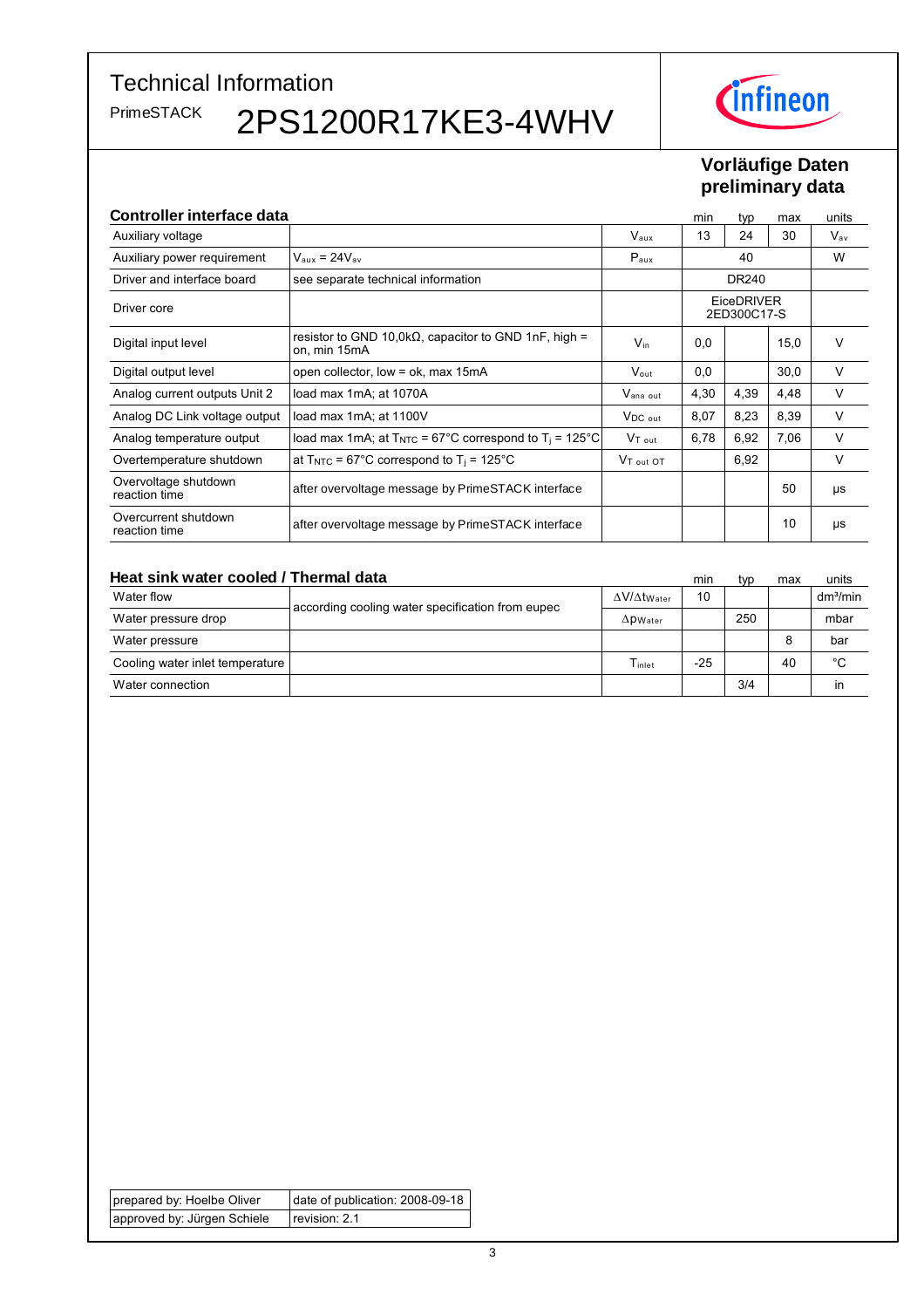# Technical Information

PrimeSTACK **2PS1200R17KE3-4WHV**

**Vorläufige Daten**
**preliminary data**

## Controller interface data

| Controller interface data | | | min | typ | max | units |
|---|---|---|---|---|---|---|
| Auxiliary voltage | | $V_{aux}$ | 13 | 24 | 30 | $V_{av}$ |
| Auxiliary power requirement | $V_{aux}$ = 24$V_{av}$ | $P_{aux}$ | | 40 | | W |
| Driver and interface board | see separate technical information | | | DR240 | | |
| Driver core | | | | EiceDRIVER 2ED300C17-S | | |
| Digital input level | resistor to GND 10,0kΩ, capacitor to GND 1nF, high = on, min 15mA | $V_{in}$ | 0,0 | | 15,0 | V |
| Digital output level | open collector, low = ok, max 15mA | $V_{out}$ | 0,0 | | 30,0 | V |
| Analog current outputs Unit 2 | load max 1mA; at 1070A | $V_{ana\ out}$ | 4,30 | 4,39 | 4,48 | V |
| Analog DC Link voltage output | load max 1mA; at 1100V | $V_{DC\ out}$ | 8,07 | 8,23 | 8,39 | V |
| Analog temperature output | load max 1mA; at $T_{NTC}$ = 67°C correspond to $T_j$ = 125°C | $V_{T\ out}$ | 6,78 | 6,92 | 7,06 | V |
| Overtemperature shutdown | at $T_{NTC}$ = 67°C correspond to $T_j$ = 125°C | $V_{T\ out\ OT}$ | | 6,92 | | V |
| Overvoltage shutdown reaction time | after overvoltage message by PrimeSTACK interface | | | | 50 | µs |
| Overcurrent shutdown reaction time | after overvoltage message by PrimeSTACK interface | | | | 10 | µs |

## Heat sink water cooled / Thermal data

| Heat sink water cooled / Thermal data | | | min | typ | max | units |
|---|---|---|---|---|---|---|
| Water flow | according cooling water specification from eupec | $\Delta V/\Delta t_{Water}$ | 10 | | | $dm^3$/min |
| Water pressure drop | | $\Delta p_{Water}$ | | 250 | | mbar |
| Water pressure | | | | | 8 | bar |
| Cooling water inlet temperature | | $T_{inlet}$ | -25 | | 40 | °C |
| Water connection | | | | 3/4 | | in |

| | |
|---|---|
| prepared by: Hoelbe Oliver | date of publication: 2008-09-18 |
| approved by: Jürgen Schiele | revision: 2.1 |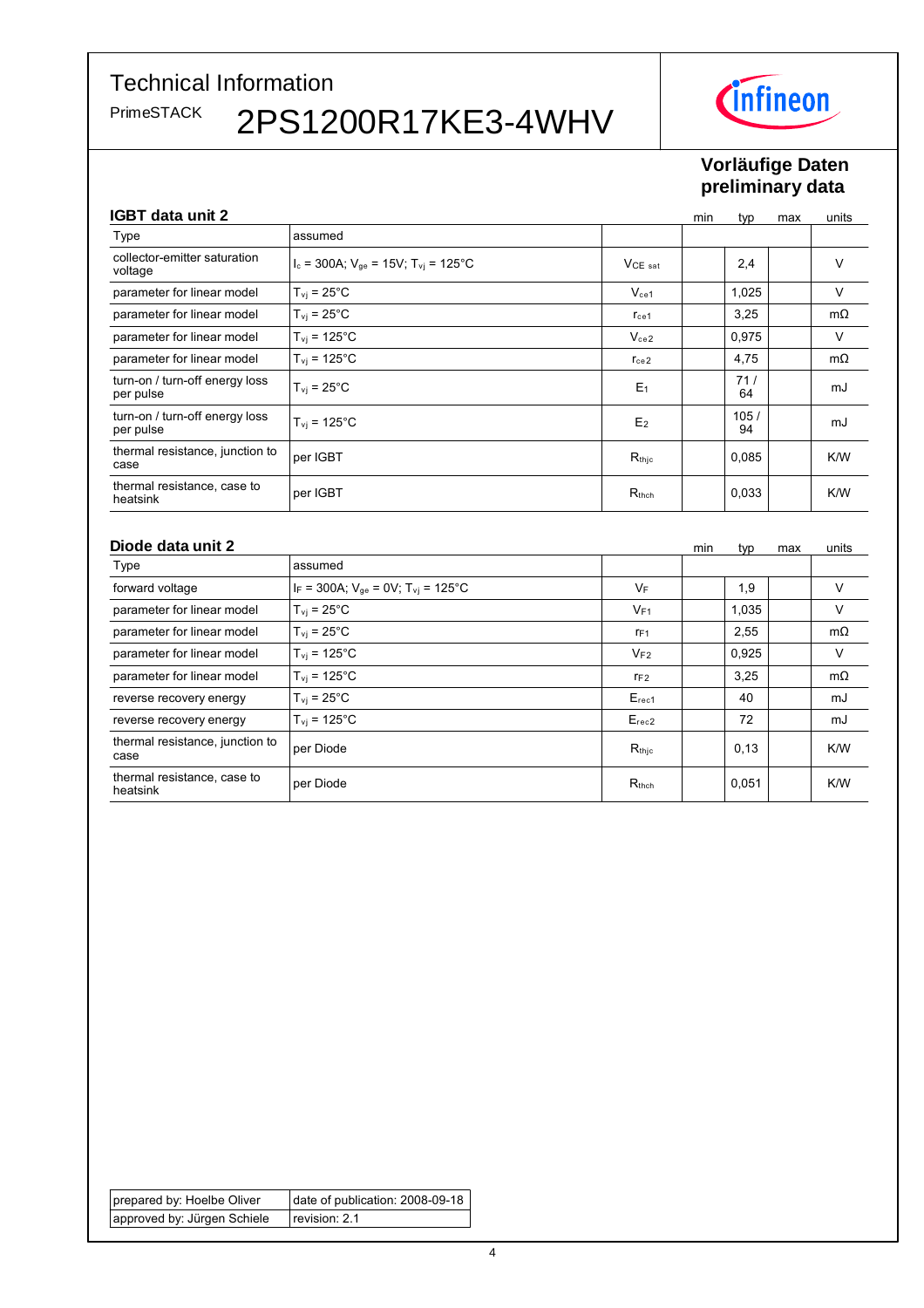# Technical Information

PrimeSTACK 2PS1200R17KE3-4WHV

**Vorläufige Daten**
**preliminary data**

## IGBT data unit 2

| | | | min | typ | max | units |
|---|---|---|---|---|---|---|
| Type | assumed | | | | | |
| collector-emitter saturation voltage | $I_c$ = 300A; $V_{ge}$ = 15V; $T_{vj}$ = 125°C | $V_{CE\ sat}$ | | 2,4 | | V |
| parameter for linear model | $T_{vj}$ = 25°C | $V_{ce1}$ | | 1,025 | | V |
| parameter for linear model | $T_{vj}$ = 25°C | $r_{ce1}$ | | 3,25 | | mΩ |
| parameter for linear model | $T_{vj}$ = 125°C | $V_{ce2}$ | | 0,975 | | V |
| parameter for linear model | $T_{vj}$ = 125°C | $r_{ce2}$ | | 4,75 | | mΩ |
| turn-on / turn-off energy loss per pulse | $T_{vj}$ = 25°C | $E_1$ | | 71 / 64 | | mJ |
| turn-on / turn-off energy loss per pulse | $T_{vj}$ = 125°C | $E_2$ | | 105 / 94 | | mJ |
| thermal resistance, junction to case | per IGBT | $R_{thjc}$ | | 0,085 | | K/W |
| thermal resistance, case to heatsink | per IGBT | $R_{thch}$ | | 0,033 | | K/W |

## Diode data unit 2

| | | | min | typ | max | units |
|---|---|---|---|---|---|---|
| Type | assumed | | | | | |
| forward voltage | $I_F$ = 300A; $V_{ge}$ = 0V; $T_{vj}$ = 125°C | $V_F$ | | 1,9 | | V |
| parameter for linear model | $T_{vj}$ = 25°C | $V_{F1}$ | | 1,035 | | V |
| parameter for linear model | $T_{vj}$ = 25°C | $r_{F1}$ | | 2,55 | | mΩ |
| parameter for linear model | $T_{vj}$ = 125°C | $V_{F2}$ | | 0,925 | | V |
| parameter for linear model | $T_{vj}$ = 125°C | $r_{F2}$ | | 3,25 | | mΩ |
| reverse recovery energy | $T_{vj}$ = 25°C | $E_{rec1}$ | | 40 | | mJ |
| reverse recovery energy | $T_{vj}$ = 125°C | $E_{rec2}$ | | 72 | | mJ |
| thermal resistance, junction to case | per Diode | $R_{thjc}$ | | 0,13 | | K/W |
| thermal resistance, case to heatsink | per Diode | $R_{thch}$ | | 0,051 | | K/W |

| | |
|---|---|
| prepared by: Hoelbe Oliver | date of publication: 2008-09-18 |
| approved by: Jürgen Schiele | revision: 2.1 |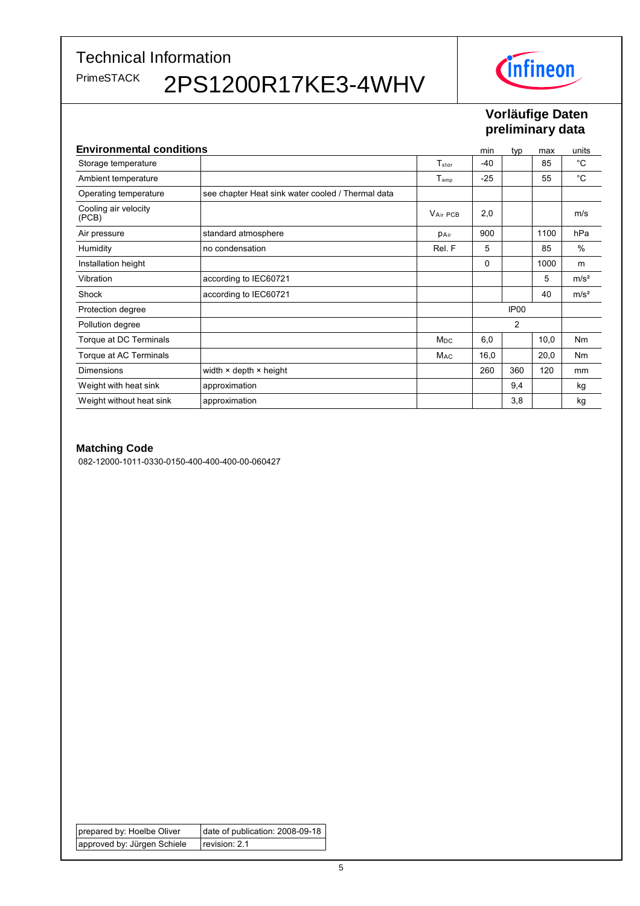# Technical Information

PrimeSTACK **2PS1200R17KE3-4WHV**

**Vorläufige Daten**
**preliminary data**

| Environmental conditions | | | min | typ | max | units |
|---|---|---|---|---|---|---|
| Storage temperature | | $T_{stor}$ | -40 | | 85 | °C |
| Ambient temperature | | $T_{amp}$ | -25 | | 55 | °C |
| Operating temperature | see chapter Heat sink water cooled / Thermal data | | | | | |
| Cooling air velocity (PCB) | | $V_{Air\ PCB}$ | 2,0 | | | m/s |
| Air pressure | standard atmosphere | $p_{Air}$ | 900 | | 1100 | hPa |
| Humidity | no condensation | Rel. F | 5 | | 85 | % |
| Installation height | | | 0 | | 1000 | m |
| Vibration | according to IEC60721 | | | | 5 | m/s² |
| Shock | according to IEC60721 | | | | 40 | m/s² |
| Protection degree | | | | IP00 | | |
| Pollution degree | | | | 2 | | |
| Torque at DC Terminals | | $M_{DC}$ | 6,0 | | 10,0 | Nm |
| Torque at AC Terminals | | $M_{AC}$ | 16,0 | | 20,0 | Nm |
| Dimensions | width × depth × height | | 260 | 360 | 120 | mm |
| Weight with heat sink | approximation | | | 9,4 | | kg |
| Weight without heat sink | approximation | | | 3,8 | | kg |

## Matching Code

082-12000-1011-0330-0150-400-400-400-00-060427

| prepared by: Hoelbe Oliver | date of publication: 2008-09-18 |
|---|---|
| approved by: Jürgen Schiele | revision: 2.1 |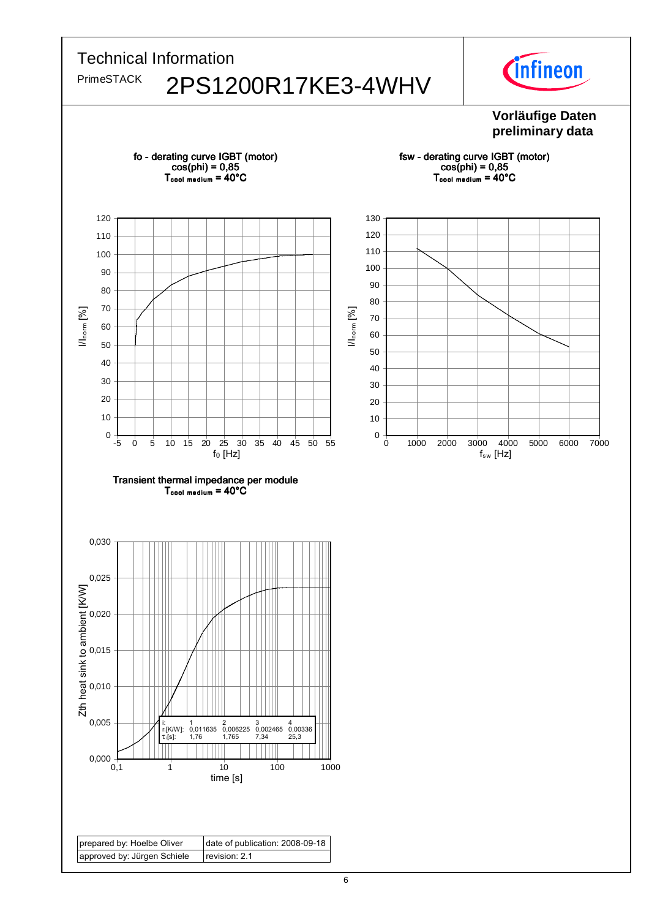# Technical Information

PrimeSTACK **2PS1200R17KE3-4WHV**

**Vorläufige Daten**
**preliminary data**

**fo - derating curve IGBT (motor)**
**cos(phi) = 0,85**
**$T_{cool\ medium}$ = 40°C**

**fsw - derating curve IGBT (motor)**
**cos(phi) = 0,85**
**$T_{cool\ medium}$ = 40°C**

**Transient thermal impedance per module**
**$T_{cool\ medium}$ = 40°C**

| i: | 1 | 2 | 3 | 4 |
|---|---|---|---|---|
| $r_i$[K/W]: | 0,011635 | 0,006225 | 0,002465 | 0,00336 |
| $\tau_i$[s]: | 1,76 | 1,765 | 7,34 | 25,3 |

| prepared by: Hoelbe Oliver | date of publication: 2008-09-18 |
|---|---|
| approved by: Jürgen Schiele | revision: 2.1 |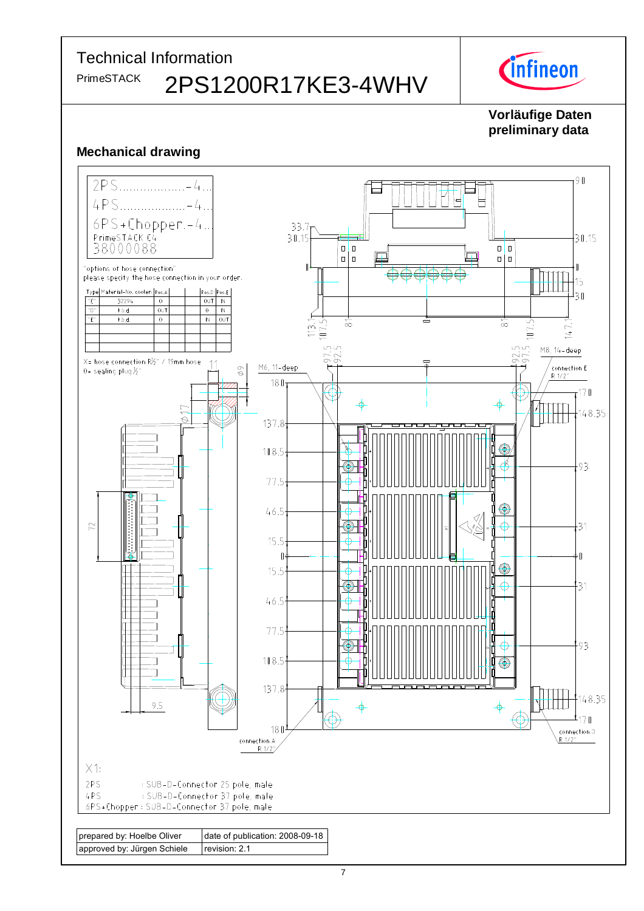# Technical Information

PrimeSTACK **2PS1200R17KE3-4WHV**

**Vorläufige Daten**
**preliminary data**

## Mechanical drawing

2PS..................-4...
4PS..................-4...
6PS+Chopper.-4...
PrimeSTACK C4
38000088

"options of hose connection"
please specify the hose connection in your order.

| Type | Material-No. cooler | Pos.A | | | Pos.D | Pos.E |
|---|---|---|---|---|---|---|
| "C" | 32294 | 0 | | | OUT | IN |
| "D" | t.b.d | OUT | | | 0 | IN |
| "E" | t.b.d | 0 | | | IN | OUT |

X= hose connection R½" / 19mm hose
0= sealing plug ½"

M6, 11-deep
M8, 14-deep
connection A R 1/2"
connection D R 1/2"
connection E R 1/2"

X1:

2PS : SUB-D-Connector 25 pole, male
4PS : SUB-D-Connector 37 pole, male
6PS+Chopper : SUB-D-Connector 37 pole, male

| prepared by: Hoelbe Oliver | date of publication: 2008-09-18 |
|---|---|
| approved by: Jürgen Schiele | revision: 2.1 |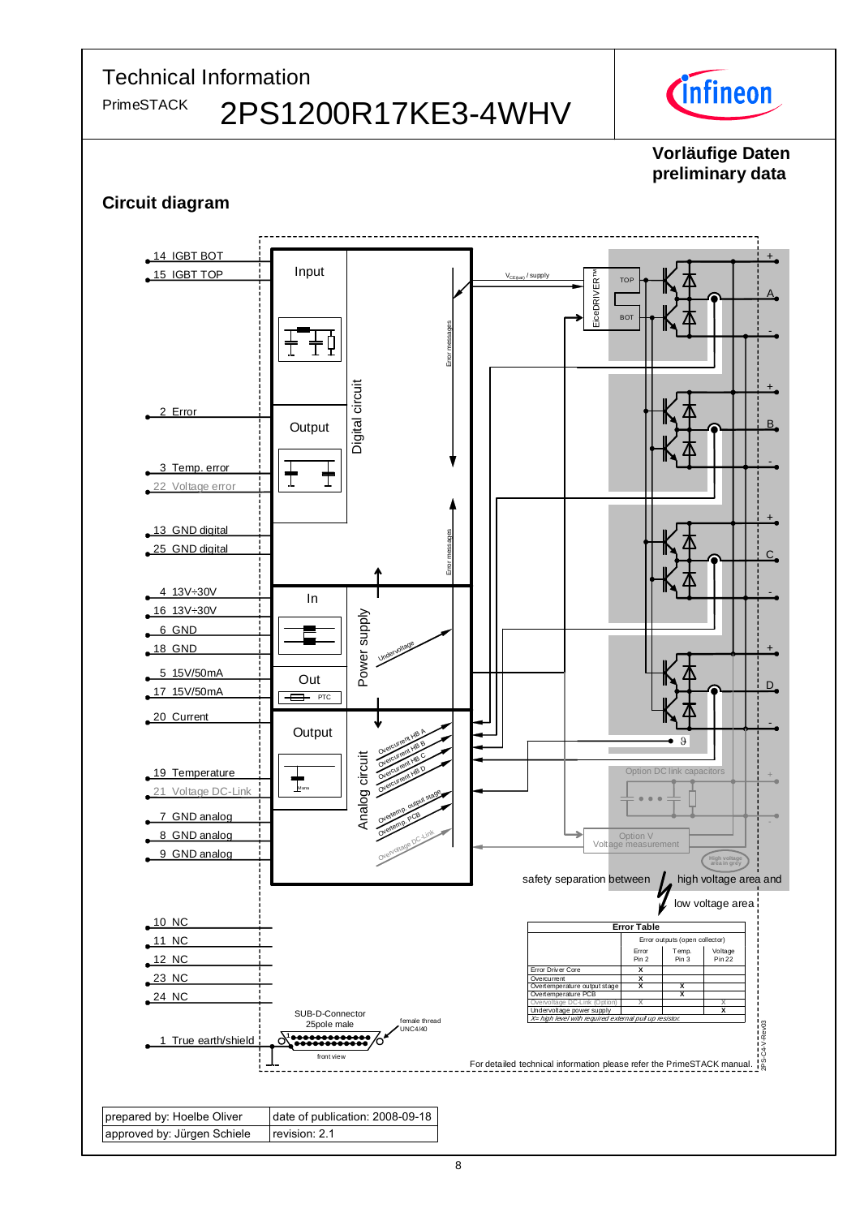# Technical Information

PrimeSTACK **2PS1200R17KE3-4WHV**

**Vorläufige Daten**
**preliminary data**

## Circuit diagram

14 IGBT BOT
15 IGBT TOP
2 Error
3 Temp. error
22 Voltage error
13 GND digital
25 GND digital
4 13V÷30V
16 13V÷30V
6 GND
18 GND
5 15V/50mA
17 15V/50mA
20 Current
19 Temperature
21 Voltage DC-Link
7 GND analog
8 GND analog
9 GND analog
10 NC
11 NC
12 NC
23 NC
24 NC
1 True earth/shield

Input
Output
Digital circuit
In
Out
PTC
Power supply
Output
Analog circuit
Error messages
Undervoltage
Overcurrent HB A
Overcurrent HB B
Overcurrent HB C
Overcurrent HB D
Overtemp. output stage
Overtemp. PCB
Overvoltage DC-Link

$V_{CE(sat)}$ / supply
EiceDRIVER™
TOP
BOT
+ A - + B - + C - + D -
ϑ
Option DC link capacitors
Option V Voltage measurement
High voltage area in grey

safety separation between high voltage area and low voltage area

SUB-D-Connector 25pole male
female thread UNC4/40
front view

**Error Table**

| | Error outputs (open collector) | | |
|---|---|---|---|
| | Error Pin 2 | Temp. Pin 3 | Voltage Pin 22 |
| Error Driver Core | X | | |
| Overcurrent | X | | |
| Overtemperature output stage | X | X | |
| Overtemperature PCB | | X | |
| Overvoltage DC-Link (Option) | X | | X |
| Undervoltage power supply | | | X |

*X= high level with required external pull up resistor.*

For detailed technical information please refer the PrimeSTACK manual.

2PS-C4-V-Rev03

| prepared by: Hoelbe Oliver | date of publication: 2008-09-18 |
|---|---|
| approved by: Jürgen Schiele | revision: 2.1 |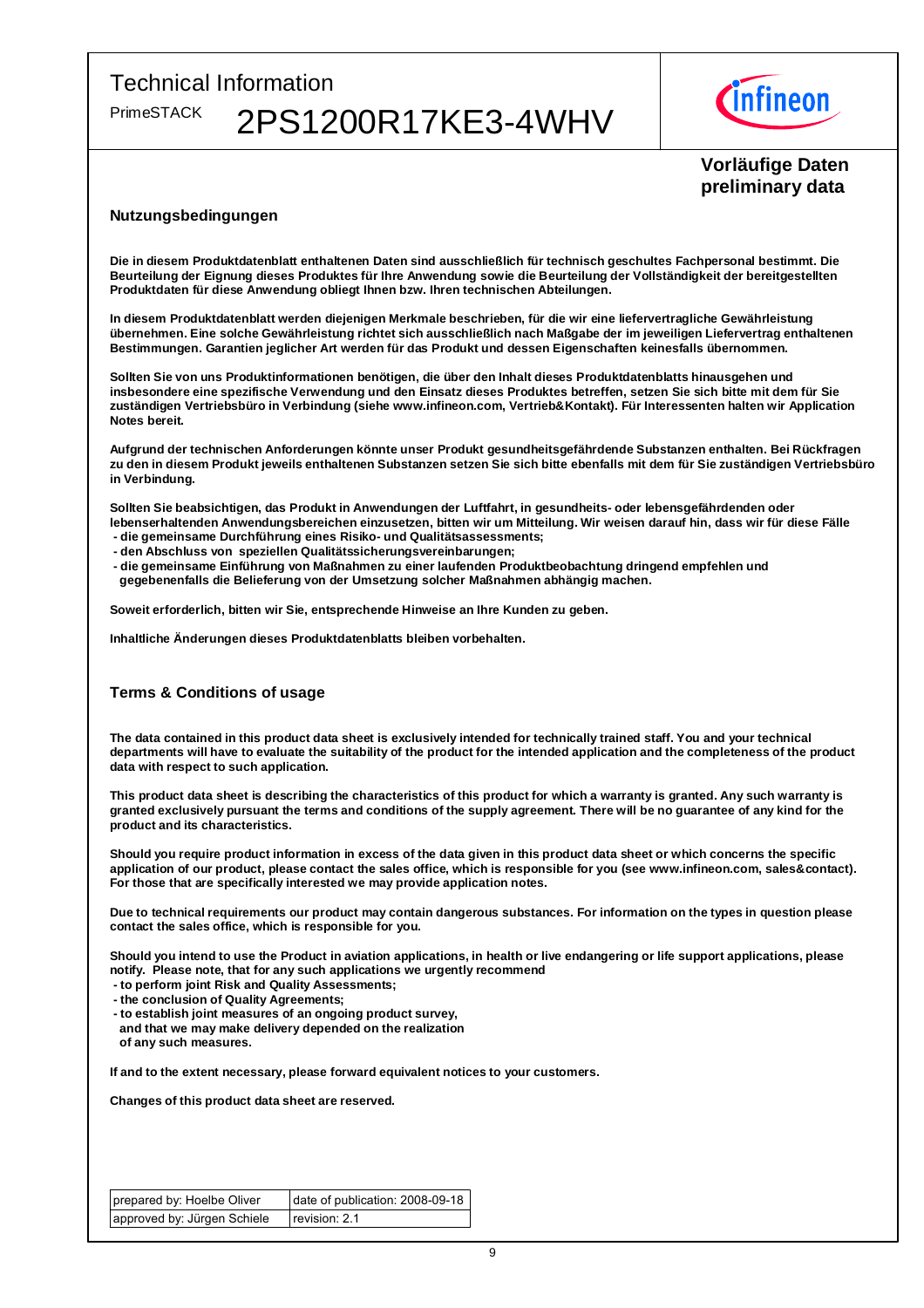Technical Information

PrimeSTACK 2PS1200R17KE3-4WHV

**Vorläufige Daten**
**preliminary data**

## Nutzungsbedingungen

**Die in diesem Produktdatenblatt enthaltenen Daten sind ausschließlich für technisch geschultes Fachpersonal bestimmt. Die Beurteilung der Eignung dieses Produktes für Ihre Anwendung sowie die Beurteilung der Vollständigkeit der bereitgestellten Produktdaten für diese Anwendung obliegt Ihnen bzw. Ihren technischen Abteilungen.**

**In diesem Produktdatenblatt werden diejenigen Merkmale beschrieben, für die wir eine liefervertragliche Gewährleistung übernehmen. Eine solche Gewährleistung richtet sich ausschließlich nach Maßgabe der im jeweiligen Liefervertrag enthaltenen Bestimmungen. Garantien jeglicher Art werden für das Produkt und dessen Eigenschaften keinesfalls übernommen.**

**Sollten Sie von uns Produktinformationen benötigen, die über den Inhalt dieses Produktdatenblatts hinausgehen und insbesondere eine spezifische Verwendung und den Einsatz dieses Produktes betreffen, setzen Sie sich bitte mit dem für Sie zuständigen Vertriebsbüro in Verbindung (siehe www.infineon.com, Vertrieb&Kontakt). Für Interessenten halten wir Application Notes bereit.**

**Aufgrund der technischen Anforderungen könnte unser Produkt gesundheitsgefährdende Substanzen enthalten. Bei Rückfragen zu den in diesem Produkt jeweils enthaltenen Substanzen setzen Sie sich bitte ebenfalls mit dem für Sie zuständigen Vertriebsbüro in Verbindung.**

**Sollten Sie beabsichtigen, das Produkt in Anwendungen der Luftfahrt, in gesundheits- oder lebensgefährdenden oder lebenserhaltenden Anwendungsbereichen einzusetzen, bitten wir um Mitteilung. Wir weisen darauf hin, dass wir für diese Fälle**
- **die gemeinsame Durchführung eines Risiko- und Qualitätsassessments;**
- **den Abschluss von speziellen Qualitätssicherungsvereinbarungen;**
- **die gemeinsame Einführung von Maßnahmen zu einer laufenden Produktbeobachtung dringend empfehlen und gegebenenfalls die Belieferung von der Umsetzung solcher Maßnahmen abhängig machen.**

**Soweit erforderlich, bitten wir Sie, entsprechende Hinweise an Ihre Kunden zu geben.**

**Inhaltliche Änderungen dieses Produktdatenblatts bleiben vorbehalten.**

## Terms & Conditions of usage

**The data contained in this product data sheet is exclusively intended for technically trained staff. You and your technical departments will have to evaluate the suitability of the product for the intended application and the completeness of the product data with respect to such application.**

**This product data sheet is describing the characteristics of this product for which a warranty is granted. Any such warranty is granted exclusively pursuant the terms and conditions of the supply agreement. There will be no guarantee of any kind for the product and its characteristics.**

**Should you require product information in excess of the data given in this product data sheet or which concerns the specific application of our product, please contact the sales office, which is responsible for you (see www.infineon.com, sales&contact). For those that are specifically interested we may provide application notes.**

**Due to technical requirements our product may contain dangerous substances. For information on the types in question please contact the sales office, which is responsible for you.**

**Should you intend to use the Product in aviation applications, in health or live endangering or life support applications, please notify. Please note, that for any such applications we urgently recommend**
- **to perform joint Risk and Quality Assessments;**
- **the conclusion of Quality Agreements;**
- **to establish joint measures of an ongoing product survey, and that we may make delivery depended on the realization of any such measures.**

**If and to the extent necessary, please forward equivalent notices to your customers.**

**Changes of this product data sheet are reserved.**

| prepared by: Hoelbe Oliver | date of publication: 2008-09-18 |
|---|---|
| approved by: Jürgen Schiele | revision: 2.1 |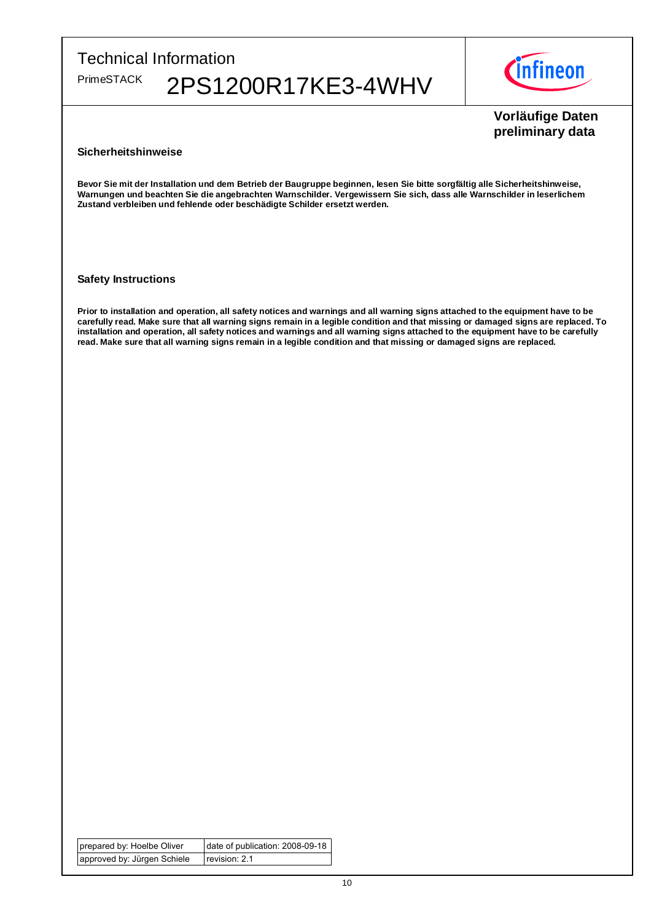## Sicherheitshinweise

**Bevor Sie mit der Installation und dem Betrieb der Baugruppe beginnen, lesen Sie bitte sorgfältig alle Sicherheitshinweise, Warnungen und beachten Sie die angebrachten Warnschilder. Vergewissern Sie sich, dass alle Warnschilder in leserlichem Zustand verbleiben und fehlende oder beschädigte Schilder ersetzt werden.**

## Safety Instructions

**Prior to installation and operation, all safety notices and warnings and all warning signs attached to the equipment have to be carefully read. Make sure that all warning signs remain in a legible condition and that missing or damaged signs are replaced. To installation and operation, all safety notices and warnings and all warning signs attached to the equipment have to be carefully read. Make sure that all warning signs remain in a legible condition and that missing or damaged signs are replaced.**

| | |
|---|---|
| prepared by: Hoelbe Oliver | date of publication: 2008-09-18 |
| approved by: Jürgen Schiele | revision: 2.1 |